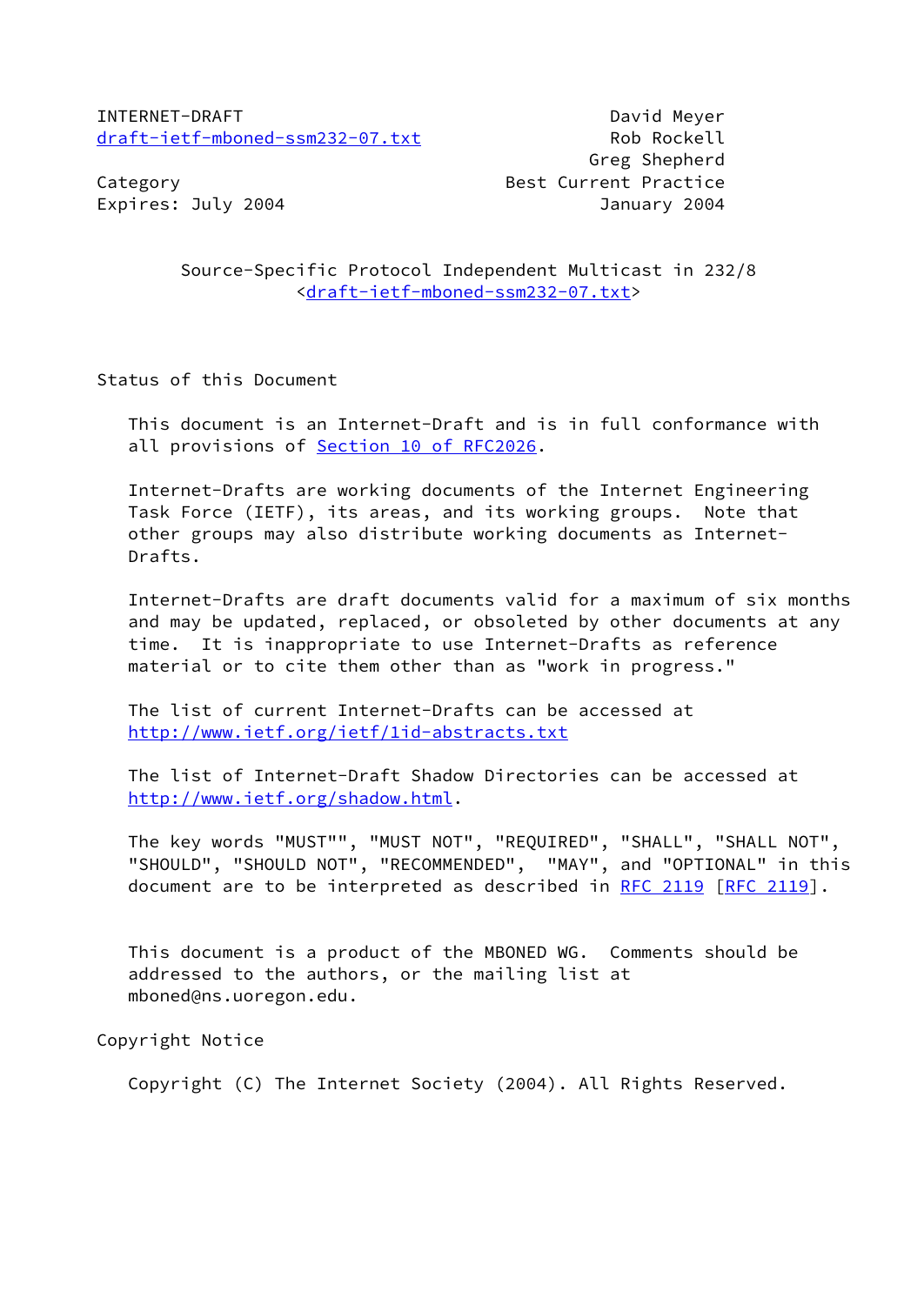INTERNET-DRAFT David Meyer
draft-ietf-mboned-ssm232-07.txt Rob Rockell
Greg Shepherd
Category Best Current Practice
Expires: July 2004 January 2004

# Source-Specific Protocol Independent Multicast in 232/8
<draft-ietf-mboned-ssm232-07.txt>

## Status of this Document

This document is an Internet-Draft and is in full conformance with all provisions of Section 10 of RFC2026.

Internet-Drafts are working documents of the Internet Engineering Task Force (IETF), its areas, and its working groups. Note that other groups may also distribute working documents as Internet-Drafts.

Internet-Drafts are draft documents valid for a maximum of six months and may be updated, replaced, or obsoleted by other documents at any time. It is inappropriate to use Internet-Drafts as reference material or to cite them other than as "work in progress."

The list of current Internet-Drafts can be accessed at http://www.ietf.org/ietf/1id-abstracts.txt

The list of Internet-Draft Shadow Directories can be accessed at http://www.ietf.org/shadow.html.

The key words "MUST"", "MUST NOT", "REQUIRED", "SHALL", "SHALL NOT", "SHOULD", "SHOULD NOT", "RECOMMENDED", "MAY", and "OPTIONAL" in this document are to be interpreted as described in RFC 2119 [RFC 2119].

This document is a product of the MBONED WG. Comments should be addressed to the authors, or the mailing list at mboned@ns.uoregon.edu.

## Copyright Notice

Copyright (C) The Internet Society (2004). All Rights Reserved.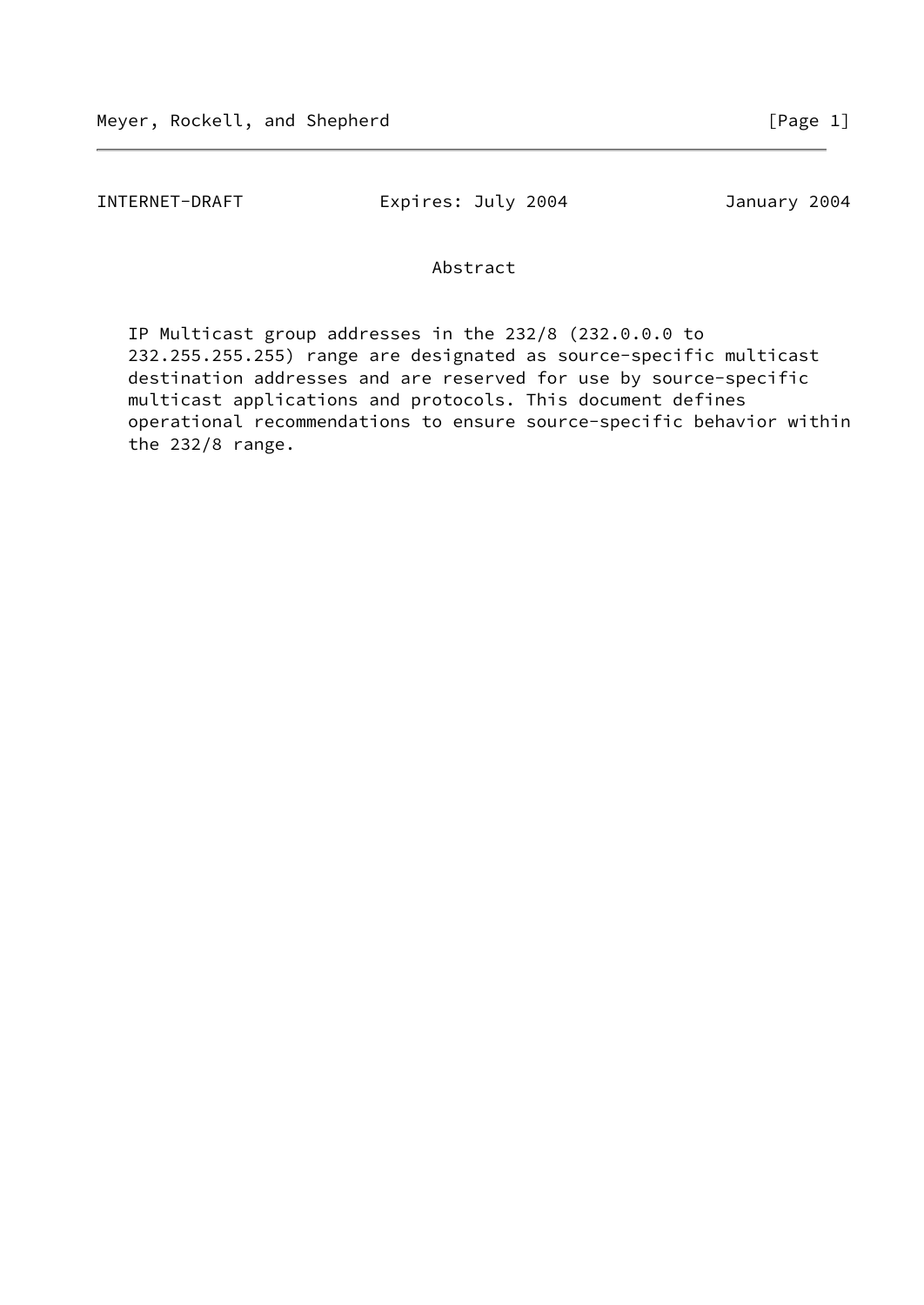## Abstract

IP Multicast group addresses in the 232/8 (232.0.0.0 to 232.255.255.255) range are designated as source-specific multicast destination addresses and are reserved for use by source-specific multicast applications and protocols. This document defines operational recommendations to ensure source-specific behavior within the 232/8 range.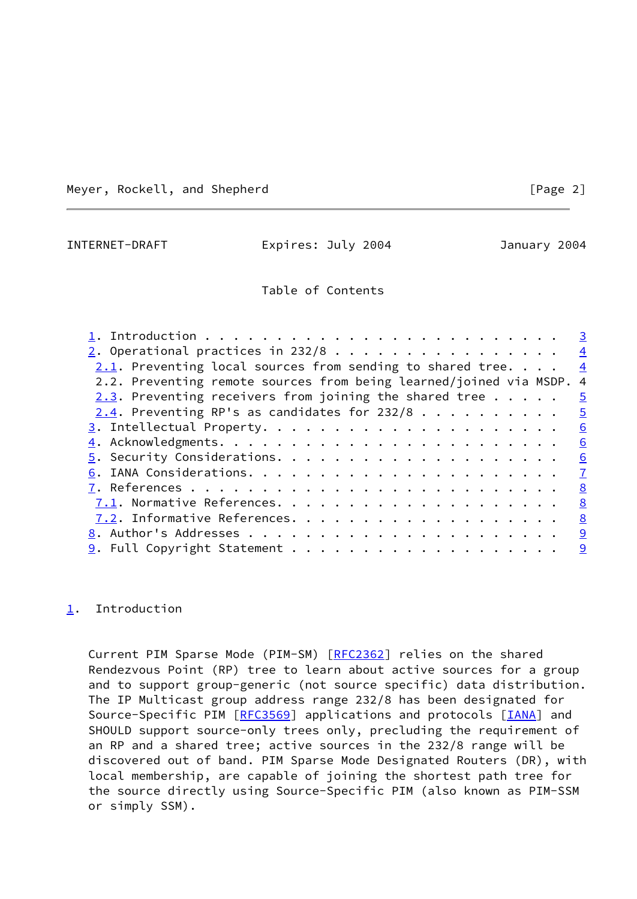## Table of Contents

1. Introduction . . . . . . . . . . . . . . . . . . . . . . . . . 3
2. Operational practices in 232/8 . . . . . . . . . . . . . . . . 4
   - 2.1. Preventing local sources from sending to shared tree. . . . 4
   - 2.2. Preventing remote sources from being learned/joined via MSDP. 4
   - 2.3. Preventing receivers from joining the shared tree . . . . . 5
   - 2.4. Preventing RP's as candidates for 232/8 . . . . . . . . . . 5
3. Intellectual Property. . . . . . . . . . . . . . . . . . . . . 6
4. Acknowledgments. . . . . . . . . . . . . . . . . . . . . . . . 6
5. Security Considerations. . . . . . . . . . . . . . . . . . . . 6
6. IANA Considerations. . . . . . . . . . . . . . . . . . . . . . 7
7. References . . . . . . . . . . . . . . . . . . . . . . . . . . 8
   - 7.1. Normative References. . . . . . . . . . . . . . . . . . . . 8
   - 7.2. Informative References. . . . . . . . . . . . . . . . . . . 8
8. Author's Addresses . . . . . . . . . . . . . . . . . . . . . . 9
9. Full Copyright Statement . . . . . . . . . . . . . . . . . . . 9

## 1. Introduction

Current PIM Sparse Mode (PIM-SM) [RFC2362] relies on the shared Rendezvous Point (RP) tree to learn about active sources for a group and to support group-generic (not source specific) data distribution. The IP Multicast group address range 232/8 has been designated for Source-Specific PIM [RFC3569] applications and protocols [IANA] and SHOULD support source-only trees only, precluding the requirement of an RP and a shared tree; active sources in the 232/8 range will be discovered out of band. PIM Sparse Mode Designated Routers (DR), with local membership, are capable of joining the shortest path tree for the source directly using Source-Specific PIM (also known as PIM-SSM or simply SSM).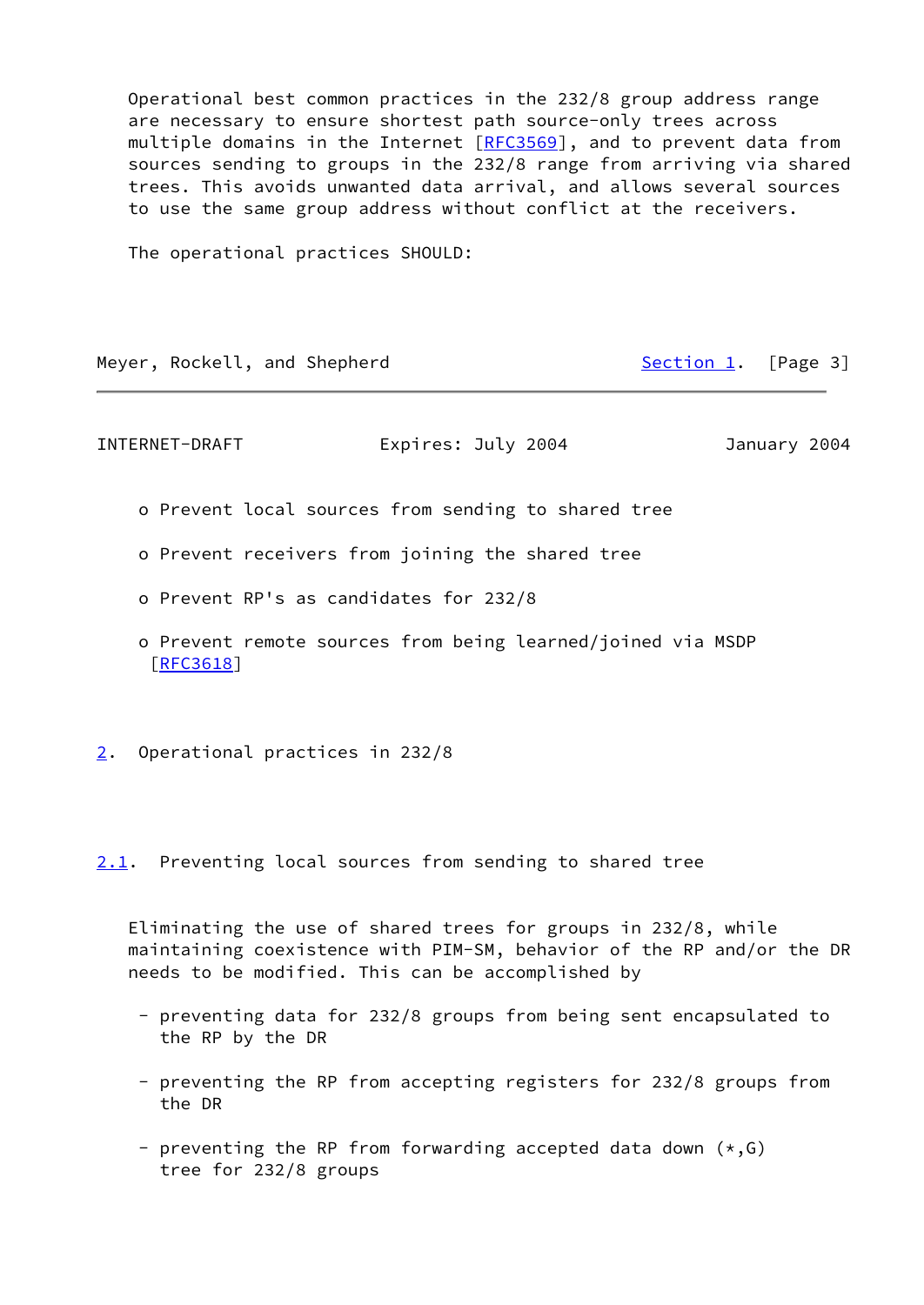Operational best common practices in the 232/8 group address range are necessary to ensure shortest path source-only trees across multiple domains in the Internet [RFC3569], and to prevent data from sources sending to groups in the 232/8 range from arriving via shared trees. This avoids unwanted data arrival, and allows several sources to use the same group address without conflict at the receivers.

The operational practices SHOULD:

- Prevent local sources from sending to shared tree
- Prevent receivers from joining the shared tree
- Prevent RP's as candidates for 232/8
- Prevent remote sources from being learned/joined via MSDP [RFC3618]

## 2. Operational practices in 232/8

### 2.1. Preventing local sources from sending to shared tree

Eliminating the use of shared trees for groups in 232/8, while maintaining coexistence with PIM-SM, behavior of the RP and/or the DR needs to be modified. This can be accomplished by

- preventing data for 232/8 groups from being sent encapsulated to the RP by the DR
- preventing the RP from accepting registers for 232/8 groups from the DR
- preventing the RP from forwarding accepted data down (*,G) tree for 232/8 groups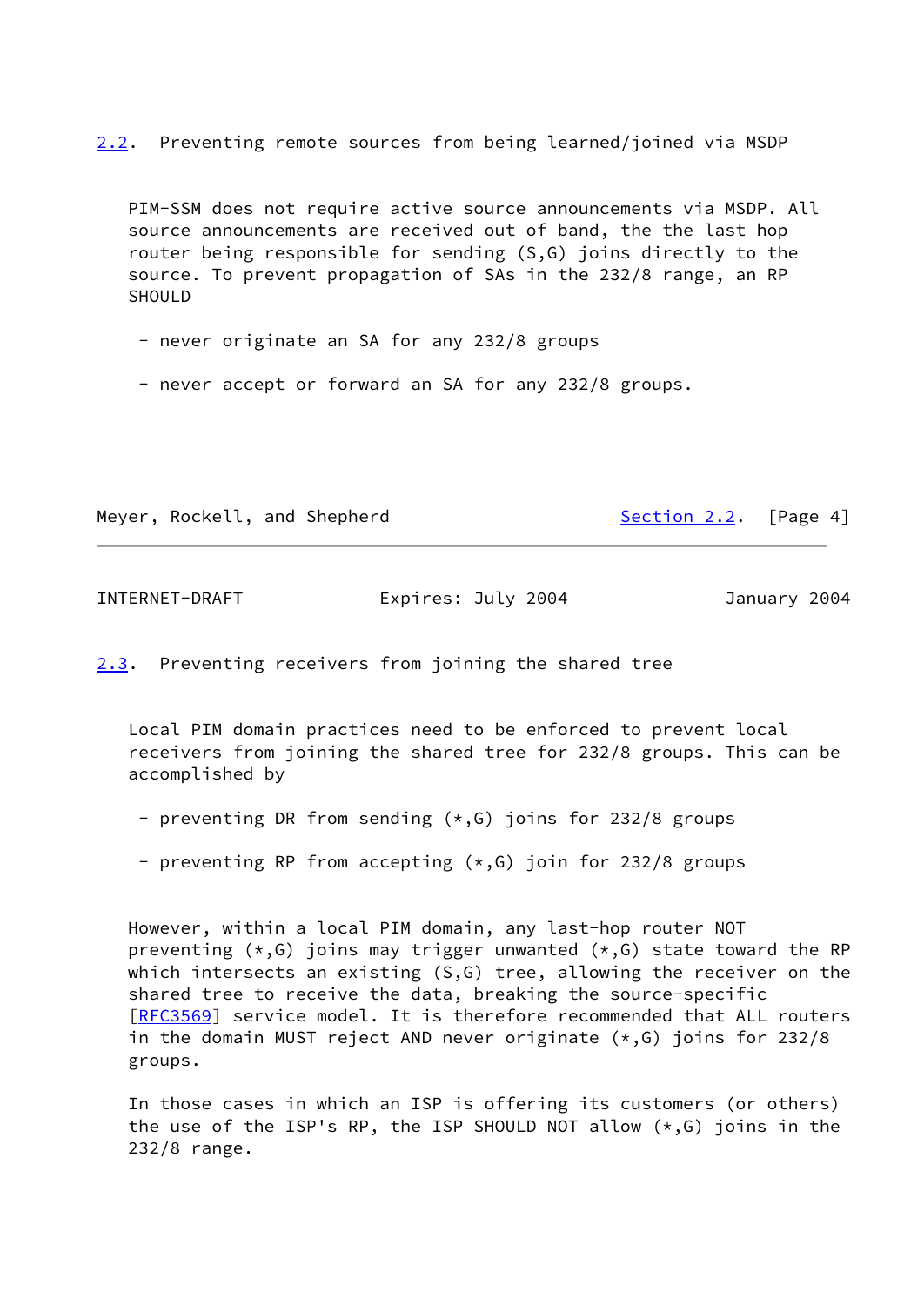## 2.2. Preventing remote sources from being learned/joined via MSDP

PIM-SSM does not require active source announcements via MSDP. All source announcements are received out of band, the the last hop router being responsible for sending (S,G) joins directly to the source. To prevent propagation of SAs in the 232/8 range, an RP SHOULD

- never originate an SA for any 232/8 groups

- never accept or forward an SA for any 232/8 groups.

## 2.3. Preventing receivers from joining the shared tree

Local PIM domain practices need to be enforced to prevent local receivers from joining the shared tree for 232/8 groups. This can be accomplished by

- preventing DR from sending (*,G) joins for 232/8 groups

- preventing RP from accepting (*,G) join for 232/8 groups

However, within a local PIM domain, any last-hop router NOT preventing (*,G) joins may trigger unwanted (*,G) state toward the RP which intersects an existing (S,G) tree, allowing the receiver on the shared tree to receive the data, breaking the source-specific [RFC3569] service model. It is therefore recommended that ALL routers in the domain MUST reject AND never originate (*,G) joins for 232/8 groups.

In those cases in which an ISP is offering its customers (or others) the use of the ISP's RP, the ISP SHOULD NOT allow (*,G) joins in the 232/8 range.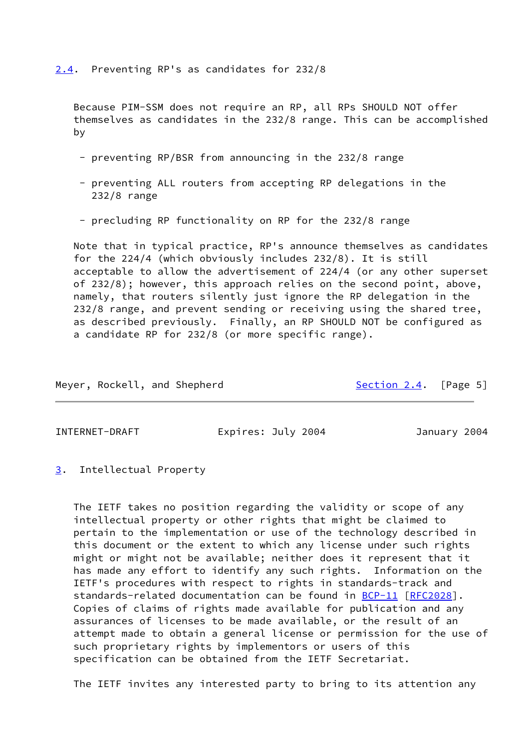## 2.4. Preventing RP's as candidates for 232/8

Because PIM-SSM does not require an RP, all RPs SHOULD NOT offer themselves as candidates in the 232/8 range. This can be accomplished by

- preventing RP/BSR from announcing in the 232/8 range
- preventing ALL routers from accepting RP delegations in the 232/8 range
- precluding RP functionality on RP for the 232/8 range

Note that in typical practice, RP's announce themselves as candidates for the 224/4 (which obviously includes 232/8). It is still acceptable to allow the advertisement of 224/4 (or any other superset of 232/8); however, this approach relies on the second point, above, namely, that routers silently just ignore the RP delegation in the 232/8 range, and prevent sending or receiving using the shared tree, as described previously. Finally, an RP SHOULD NOT be configured as a candidate RP for 232/8 (or more specific range).

## 3. Intellectual Property

The IETF takes no position regarding the validity or scope of any intellectual property or other rights that might be claimed to pertain to the implementation or use of the technology described in this document or the extent to which any license under such rights might or might not be available; neither does it represent that it has made any effort to identify any such rights. Information on the IETF's procedures with respect to rights in standards-track and standards-related documentation can be found in BCP-11 [RFC2028]. Copies of claims of rights made available for publication and any assurances of licenses to be made available, or the result of an attempt made to obtain a general license or permission for the use of such proprietary rights by implementors or users of this specification can be obtained from the IETF Secretariat.

The IETF invites any interested party to bring to its attention any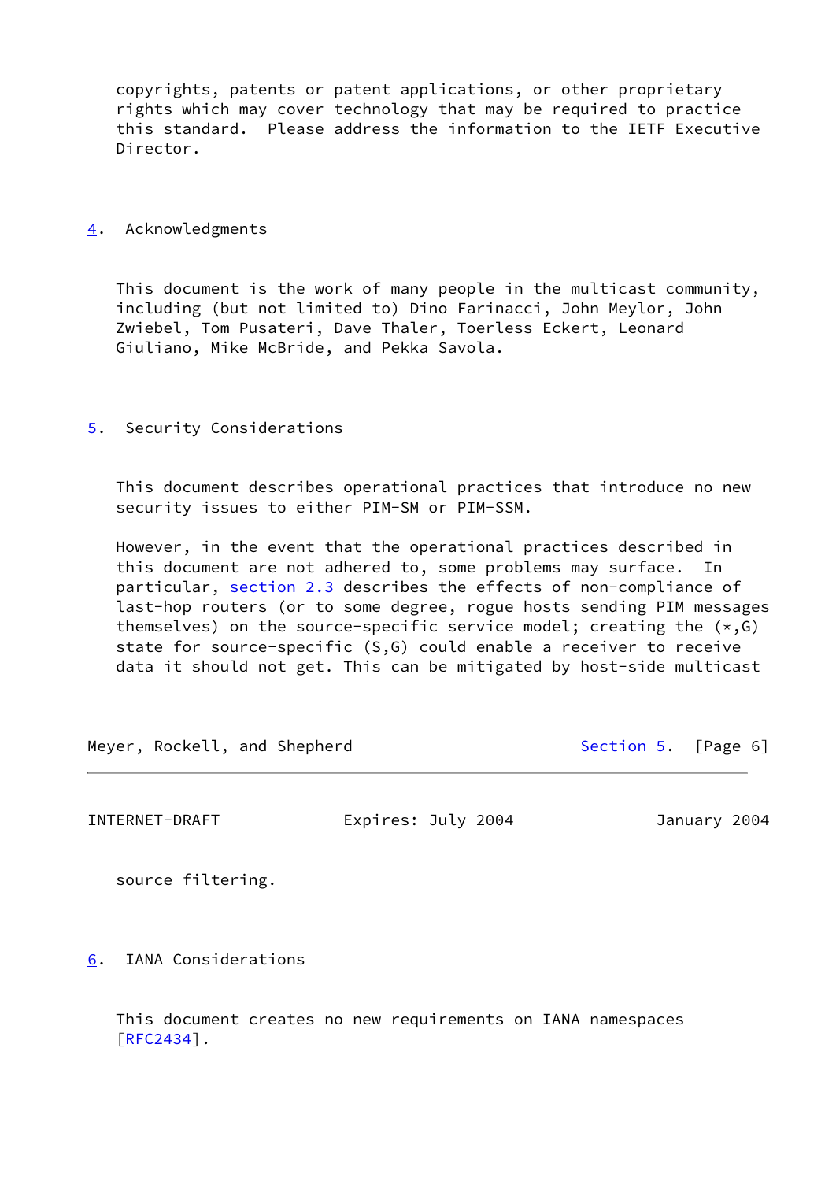copyrights, patents or patent applications, or other proprietary rights which may cover technology that may be required to practice this standard. Please address the information to the IETF Executive Director.

## 4. Acknowledgments

This document is the work of many people in the multicast community, including (but not limited to) Dino Farinacci, John Meylor, John Zwiebel, Tom Pusateri, Dave Thaler, Toerless Eckert, Leonard Giuliano, Mike McBride, and Pekka Savola.

## 5. Security Considerations

This document describes operational practices that introduce no new security issues to either PIM-SM or PIM-SSM.

However, in the event that the operational practices described in this document are not adhered to, some problems may surface. In particular, section 2.3 describes the effects of non-compliance of last-hop routers (or to some degree, rogue hosts sending PIM messages themselves) on the source-specific service model; creating the (*,G) state for source-specific (S,G) could enable a receiver to receive data it should not get. This can be mitigated by host-side multicast source filtering.

## 6. IANA Considerations

This document creates no new requirements on IANA namespaces [RFC2434].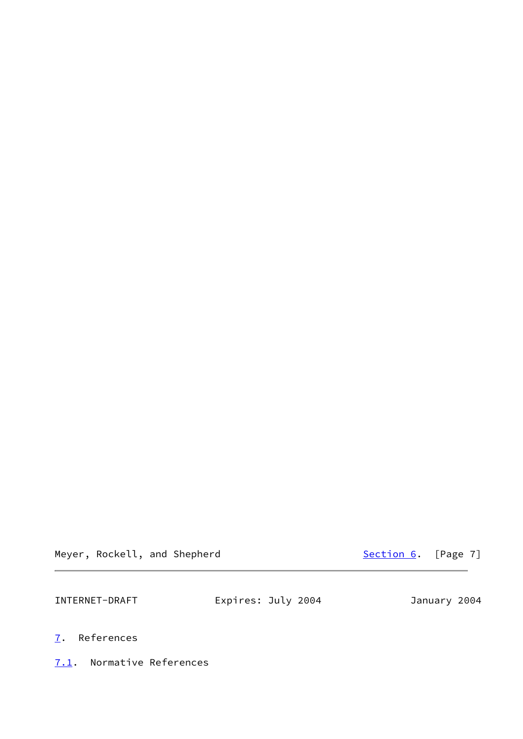## 7. References

### 7.1. Normative References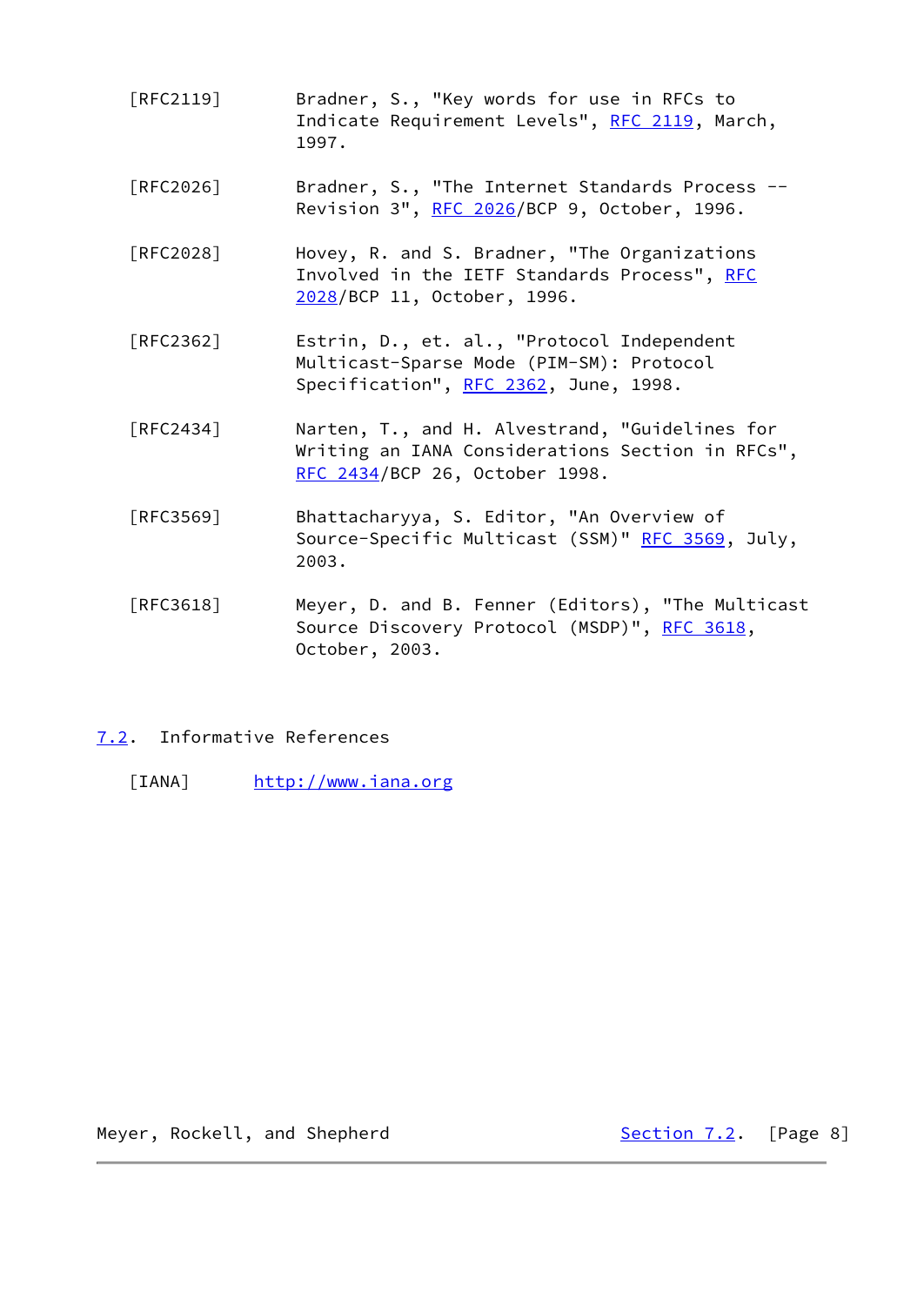[RFC2119] Bradner, S., "Key words for use in RFCs to Indicate Requirement Levels", RFC 2119, March, 1997.

[RFC2026] Bradner, S., "The Internet Standards Process -- Revision 3", RFC 2026/BCP 9, October, 1996.

[RFC2028] Hovey, R. and S. Bradner, "The Organizations Involved in the IETF Standards Process", RFC 2028/BCP 11, October, 1996.

[RFC2362] Estrin, D., et. al., "Protocol Independent Multicast-Sparse Mode (PIM-SM): Protocol Specification", RFC 2362, June, 1998.

[RFC2434] Narten, T., and H. Alvestrand, "Guidelines for Writing an IANA Considerations Section in RFCs", RFC 2434/BCP 26, October 1998.

[RFC3569] Bhattacharyya, S. Editor, "An Overview of Source-Specific Multicast (SSM)" RFC 3569, July, 2003.

[RFC3618] Meyer, D. and B. Fenner (Editors), "The Multicast Source Discovery Protocol (MSDP)", RFC 3618, October, 2003.

## 7.2. Informative References

[IANA] http://www.iana.org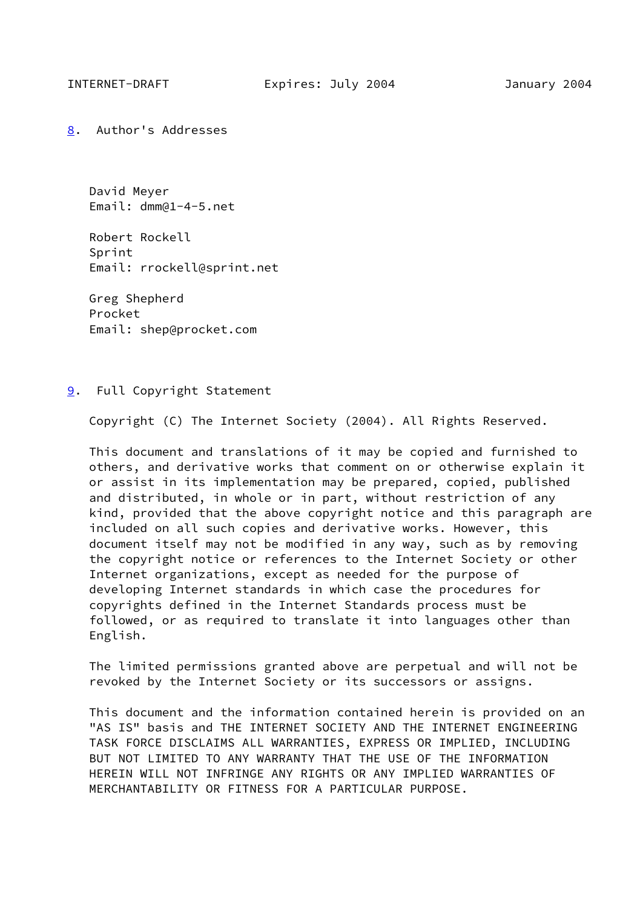## 8. Author's Addresses

David Meyer
Email: dmm@1-4-5.net

Robert Rockell
Sprint
Email: rrockell@sprint.net

Greg Shepherd
Procket
Email: shep@procket.com

## 9. Full Copyright Statement

Copyright (C) The Internet Society (2004). All Rights Reserved.

This document and translations of it may be copied and furnished to others, and derivative works that comment on or otherwise explain it or assist in its implementation may be prepared, copied, published and distributed, in whole or in part, without restriction of any kind, provided that the above copyright notice and this paragraph are included on all such copies and derivative works. However, this document itself may not be modified in any way, such as by removing the copyright notice or references to the Internet Society or other Internet organizations, except as needed for the purpose of developing Internet standards in which case the procedures for copyrights defined in the Internet Standards process must be followed, or as required to translate it into languages other than English.

The limited permissions granted above are perpetual and will not be revoked by the Internet Society or its successors or assigns.

This document and the information contained herein is provided on an "AS IS" basis and THE INTERNET SOCIETY AND THE INTERNET ENGINEERING TASK FORCE DISCLAIMS ALL WARRANTIES, EXPRESS OR IMPLIED, INCLUDING BUT NOT LIMITED TO ANY WARRANTY THAT THE USE OF THE INFORMATION HEREIN WILL NOT INFRINGE ANY RIGHTS OR ANY IMPLIED WARRANTIES OF MERCHANTABILITY OR FITNESS FOR A PARTICULAR PURPOSE.